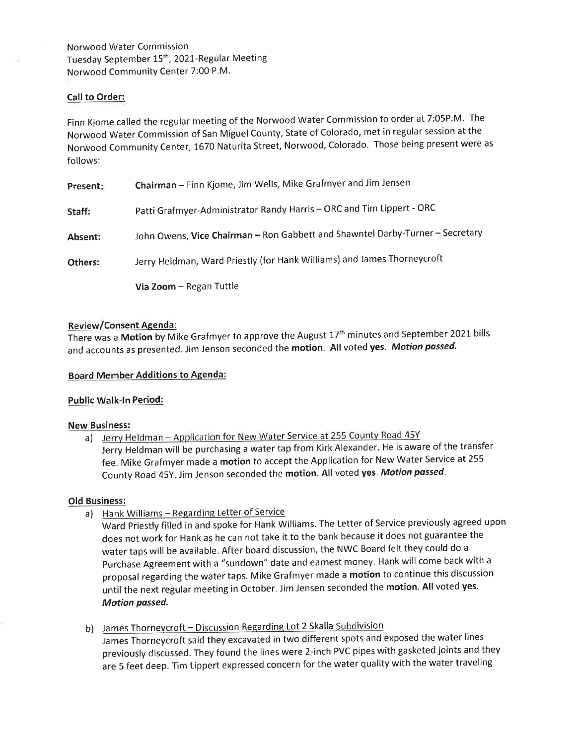Norwood Water Commission
Tuesday September 15th, 2021-Regular Meeting
Norwood Community Center 7:00 P.M.

**Call to Order:**

Finn Kjome called the regular meeting of the Norwood Water Commission to order at 7:05P.M. The Norwood Water Commission of San Miguel County, State of Colorado, met in regular session at the Norwood Community Center, 1670 Naturita Street, Norwood, Colorado. Those being present were as follows:

**Present:** **Chairman** – Finn Kjome, Jim Wells, Mike Grafmyer and Jim Jensen

**Staff:** Patti Grafmyer-Administrator Randy Harris – ORC and Tim Lippert - ORC

**Absent:** John Owens, **Vice Chairman** – Ron Gabbett and Shawntel Darby-Turner – Secretary

**Others:** Jerry Heldman, Ward Priestly (for Hank Williams) and James Thorneycroft

**Via Zoom** – Regan Tuttle

**Review/Consent Agenda:**

There was a **Motion** by Mike Grafmyer to approve the August 17th minutes and September 2021 bills and accounts as presented. Jim Jenson seconded the **motion**. **All** voted **yes**. ***Motion passed.***

**Board Member Additions to Agenda:**

**Public Walk-In Period:**

**New Business:**

a) Jerry Heldman – Application for New Water Service at 255 County Road 45Y
Jerry Heldman will be purchasing a water tap from Kirk Alexander. He is aware of the transfer fee. Mike Grafmyer made a **motion** to accept the Application for New Water Service at 255 County Road 45Y. Jim Jenson seconded the **motion**. **All** voted **yes**. ***Motion passed***.

**Old Business:**

a) Hank Williams – Regarding Letter of Service
Ward Priestly filled in and spoke for Hank Williams. The Letter of Service previously agreed upon does not work for Hank as he can not take it to the bank because it does not guarantee the water taps will be available. After board discussion, the NWC Board felt they could do a Purchase Agreement with a "sundown" date and earnest money. Hank will come back with a proposal regarding the water taps. Mike Grafmyer made a **motion** to continue this discussion until the next regular meeting in October. Jim Jensen seconded the **motion**. **All** voted **yes**. ***Motion passed.***

b) James Thorneycroft – Discussion Regarding Lot 2 Skalla Subdivision
James Thorneycroft said they excavated in two different spots and exposed the water lines previously discussed. They found the lines were 2-inch PVC pipes with gasketed joints and they are 5 feet deep. Tim Lippert expressed concern for the water quality with the water traveling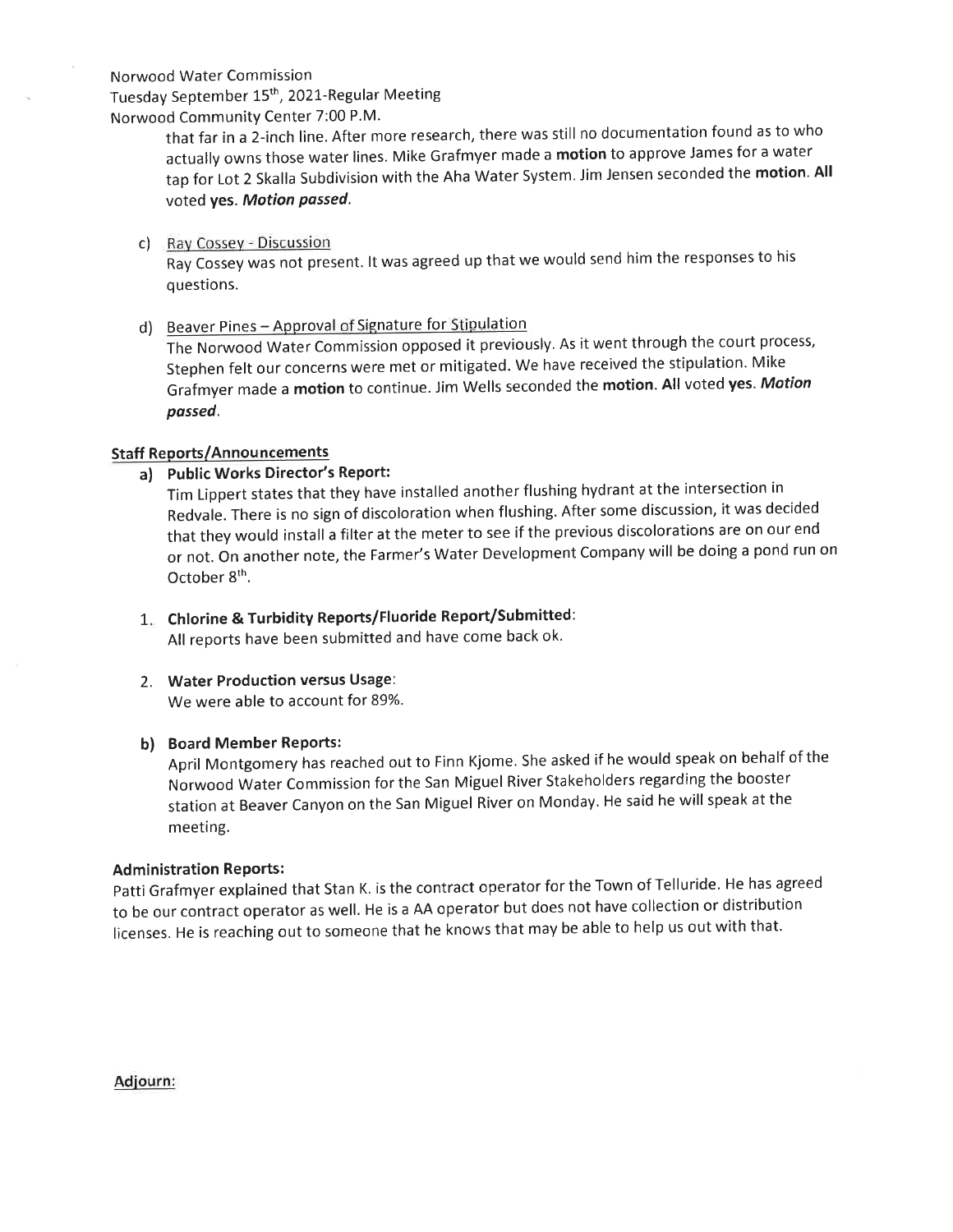Norwood Water Commission
Tuesday September 15th, 2021-Regular Meeting
Norwood Community Center 7:00 P.M.

that far in a 2-inch line. After more research, there was still no documentation found as to who actually owns those water lines. Mike Grafmyer made a **motion** to approve James for a water tap for Lot 2 Skalla Subdivision with the Aha Water System. Jim Jensen seconded the **motion**. **All** voted **yes**. ***Motion passed***.

c) Ray Cossey - Discussion
Ray Cossey was not present. It was agreed up that we would send him the responses to his questions.

d) Beaver Pines – Approval of Signature for Stipulation
The Norwood Water Commission opposed it previously. As it went through the court process, Stephen felt our concerns were met or mitigated. We have received the stipulation. Mike Grafmyer made a **motion** to continue. Jim Wells seconded the **motion**. **All** voted **yes**. ***Motion passed***.

**Staff Reports/Announcements**

**a) Public Works Director's Report:**
Tim Lippert states that they have installed another flushing hydrant at the intersection in Redvale. There is no sign of discoloration when flushing. After some discussion, it was decided that they would install a filter at the meter to see if the previous discolorations are on our end or not. On another note, the Farmer's Water Development Company will be doing a pond run on October 8th.

1. **Chlorine & Turbidity Reports/Fluoride Report/Submitted**:
   All reports have been submitted and have come back ok.

2. **Water Production versus Usage**:
   We were able to account for 89%.

**b) Board Member Reports:**
April Montgomery has reached out to Finn Kjome. She asked if he would speak on behalf of the Norwood Water Commission for the San Miguel River Stakeholders regarding the booster station at Beaver Canyon on the San Miguel River on Monday. He said he will speak at the meeting.

**Administration Reports:**
Patti Grafmyer explained that Stan K. is the contract operator for the Town of Telluride. He has agreed to be our contract operator as well. He is a AA operator but does not have collection or distribution licenses. He is reaching out to someone that he knows that may be able to help us out with that.

**Adjourn:**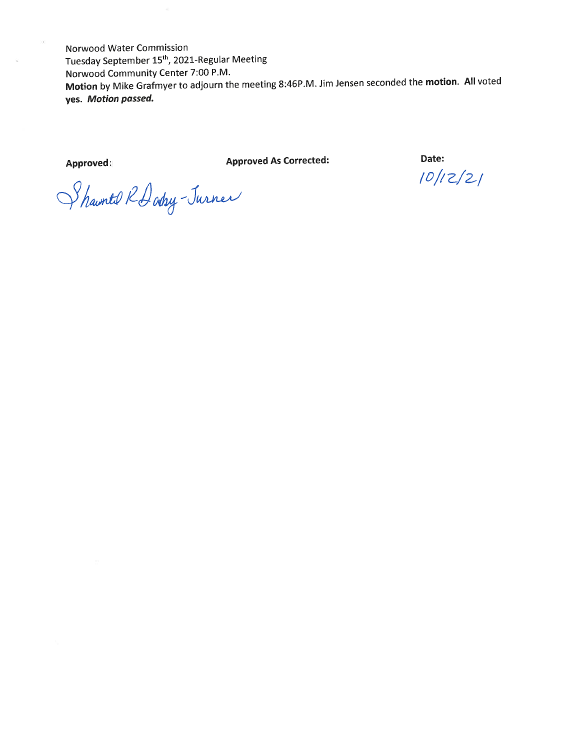Norwood Water Commission
Tuesday September 15th, 2021-Regular Meeting
Norwood Community Center 7:00 P.M.

**Motion** by Mike Grafmyer to adjourn the meeting 8:46P.M. Jim Jensen seconded the **motion**. **All** voted **yes**. ***Motion passed.***

**Approved**: Shawntel R Daby-Turner

**Approved As Corrected:**

**Date:** 10/12/21